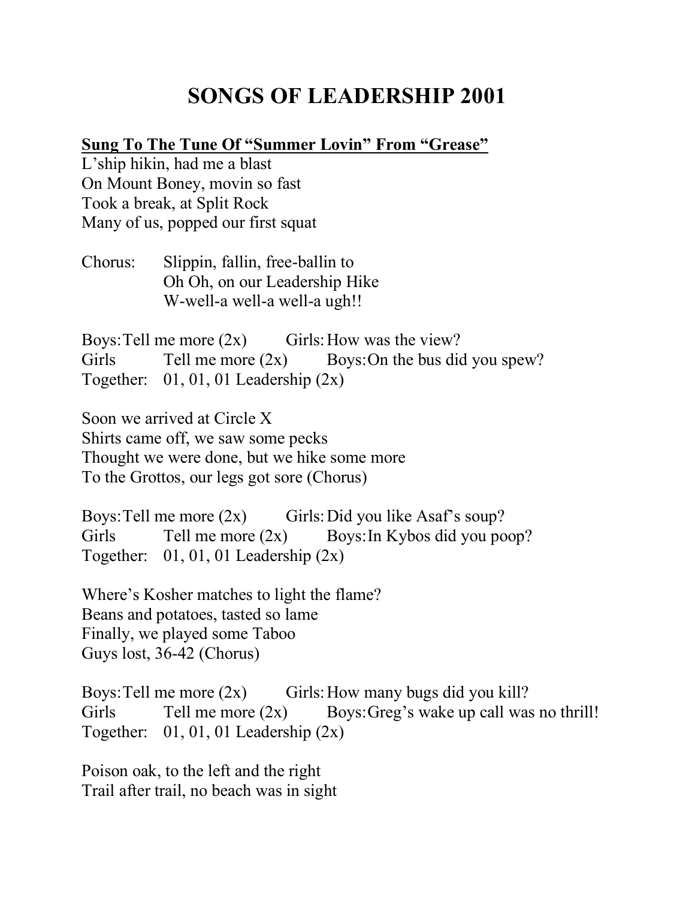# SONGS OF LEADERSHIP 2001

**Sung To The Tune Of "Summer Lovin" From "Grease"**

L'ship hikin, had me a blast
On Mount Boney, movin so fast
Took a break, at Split Rock
Many of us, popped our first squat

Chorus: Slippin, fallin, free-ballin to
Oh Oh, on our Leadership Hike
W-well-a well-a well-a ugh!!

Boys: Tell me more (2x) Girls: How was the view?
Girls Tell me more (2x) Boys: On the bus did you spew?
Together: 01, 01, 01 Leadership (2x)

Soon we arrived at Circle X
Shirts came off, we saw some pecks
Thought we were done, but we hike some more
To the Grottos, our legs got sore (Chorus)

Boys: Tell me more (2x) Girls: Did you like Asaf's soup?
Girls Tell me more (2x) Boys: In Kybos did you poop?
Together: 01, 01, 01 Leadership (2x)

Where's Kosher matches to light the flame?
Beans and potatoes, tasted so lame
Finally, we played some Taboo
Guys lost, 36-42 (Chorus)

Boys: Tell me more (2x) Girls: How many bugs did you kill?
Girls Tell me more (2x) Boys: Greg's wake up call was no thrill!
Together: 01, 01, 01 Leadership (2x)

Poison oak, to the left and the right
Trail after trail, no beach was in sight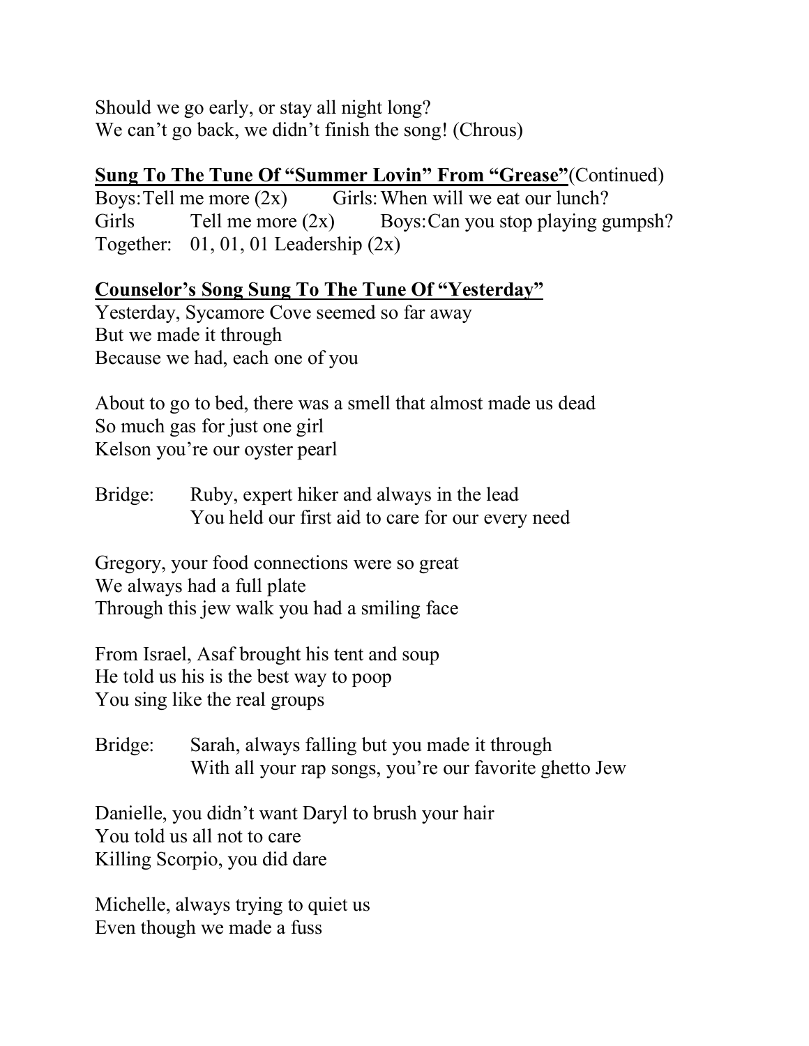Should we go early, or stay all night long?
We can't go back, we didn't finish the song! (Chrous)

**<u>Sung To The Tune Of "Summer Lovin" From "Grease"</u>**(Continued)
Boys: Tell me more (2x) Girls: When will we eat our lunch?
Girls Tell me more (2x) Boys: Can you stop playing gumpsh?
Together: 01, 01, 01 Leadership (2x)

**<u>Counselor's Song Sung To The Tune Of "Yesterday"</u>**
Yesterday, Sycamore Cove seemed so far away
But we made it through
Because we had, each one of you

About to go to bed, there was a smell that almost made us dead
So much gas for just one girl
Kelson you're our oyster pearl

Bridge: Ruby, expert hiker and always in the lead
You held our first aid to care for our every need

Gregory, your food connections were so great
We always had a full plate
Through this jew walk you had a smiling face

From Israel, Asaf brought his tent and soup
He told us his is the best way to poop
You sing like the real groups

Bridge: Sarah, always falling but you made it through
With all your rap songs, you're our favorite ghetto Jew

Danielle, you didn't want Daryl to brush your hair
You told us all not to care
Killing Scorpio, you did dare

Michelle, always trying to quiet us
Even though we made a fuss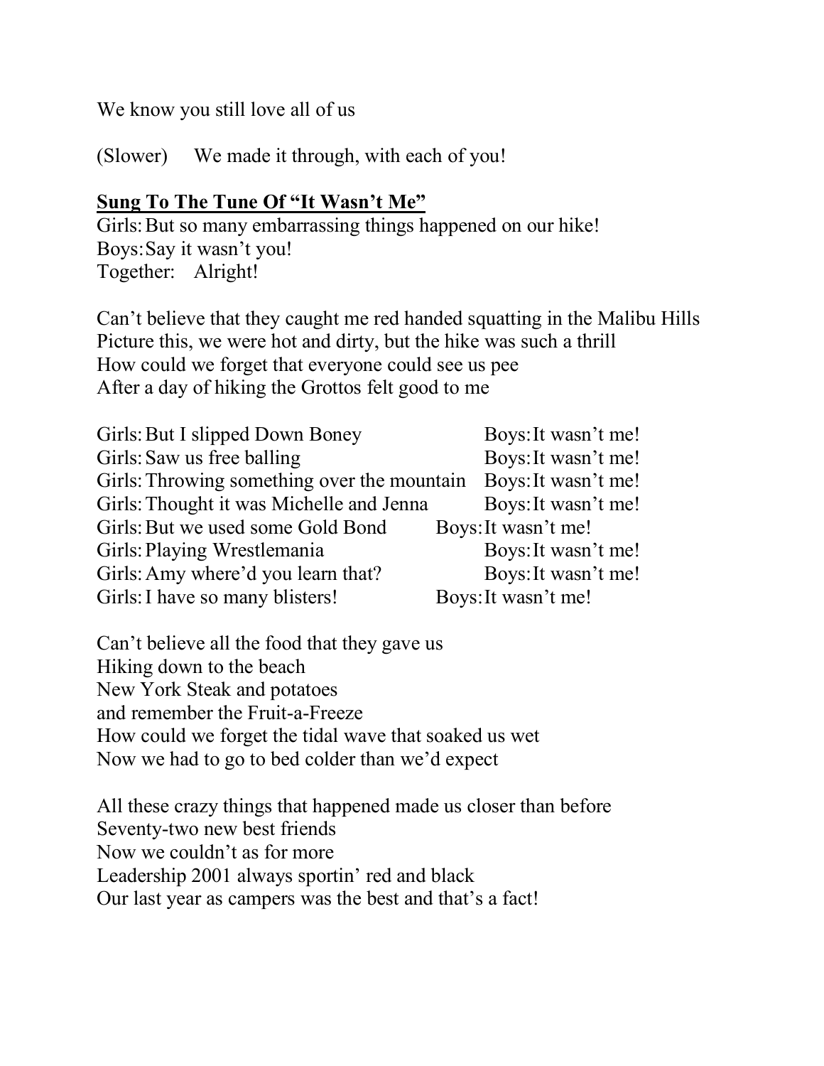We know you still love all of us

(Slower)    We made it through, with each of you!

**<u>Sung To The Tune Of "It Wasn't Me"</u>**

Girls: But so many embarrassing things happened on our hike!
Boys: Say it wasn't you!
Together:    Alright!

Can't believe that they caught me red handed squatting in the Malibu Hills
Picture this, we were hot and dirty, but the hike was such a thrill
How could we forget that everyone could see us pee
After a day of hiking the Grottos felt good to me

Girls: But I slipped Down Boney    Boys: It wasn't me!
Girls: Saw us free balling    Boys: It wasn't me!
Girls: Throwing something over the mountain    Boys: It wasn't me!
Girls: Thought it was Michelle and Jenna    Boys: It wasn't me!
Girls: But we used some Gold Bond    Boys: It wasn't me!
Girls: Playing Wrestlemania    Boys: It wasn't me!
Girls: Amy where'd you learn that?    Boys: It wasn't me!
Girls: I have so many blisters!    Boys: It wasn't me!

Can't believe all the food that they gave us
Hiking down to the beach
New York Steak and potatoes
and remember the Fruit-a-Freeze
How could we forget the tidal wave that soaked us wet
Now we had to go to bed colder than we'd expect

All these crazy things that happened made us closer than before
Seventy-two new best friends
Now we couldn't as for more
Leadership 2001 always sportin' red and black
Our last year as campers was the best and that's a fact!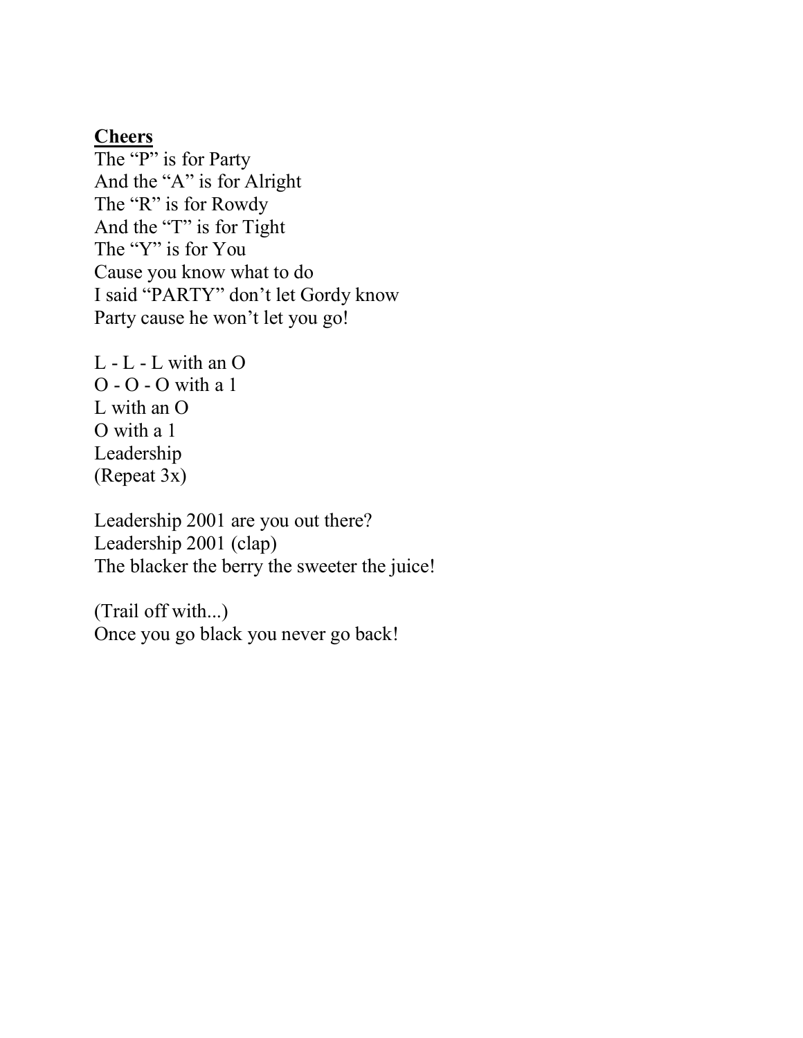**Cheers**

The "P" is for Party
And the "A" is for Alright
The "R" is for Rowdy
And the "T" is for Tight
The "Y" is for You
Cause you know what to do
I said "PARTY" don't let Gordy know
Party cause he won't let you go!

L - L - L with an O
O - O - O with a 1
L with an O
O with a 1
Leadership
(Repeat 3x)

Leadership 2001 are you out there?
Leadership 2001 (clap)
The blacker the berry the sweeter the juice!

(Trail off with...)
Once you go black you never go back!